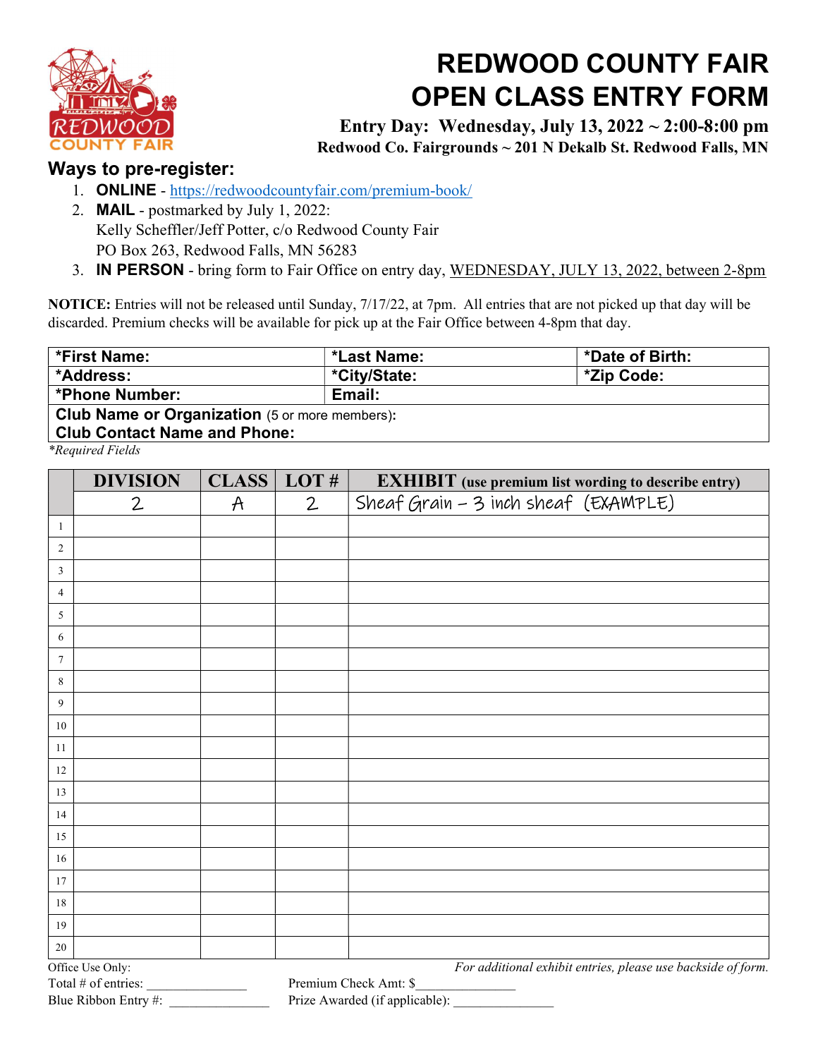# REDWOOD COUNTY FAIR
# OPEN CLASS ENTRY FORM

**Entry Day: Wednesday, July 13, 2022 ~ 2:00-8:00 pm**
**Redwood Co. Fairgrounds ~ 201 N Dekalb St. Redwood Falls, MN**

## Ways to pre-register:

1. **ONLINE** - https://redwoodcountyfair.com/premium-book/
2. **MAIL** - postmarked by July 1, 2022:
   Kelly Scheffler/Jeff Potter, c/o Redwood County Fair
   PO Box 263, Redwood Falls, MN 56283
3. **IN PERSON** - bring form to Fair Office on entry day, WEDNESDAY, JULY 13, 2022, between 2-8pm

**NOTICE:** Entries will not be released until Sunday, 7/17/22, at 7pm. All entries that are not picked up that day will be discarded. Premium checks will be available for pick up at the Fair Office between 4-8pm that day.

| **\*First Name:** | **\*Last Name:** | **\*Date of Birth:** |
|---|---|---|
| **\*Address:** | **\*City/State:** | **\*Zip Code:** |
| **\*Phone Number:** | **Email:** | |
| **Club Name or Organization** (5 or more members): **Club Contact Name and Phone:** | | |

*\*Required Fields*

| | DIVISION | CLASS | LOT # | EXHIBIT (use premium list wording to describe entry) |
|---|---|---|---|---|
| | 2 | A | 2 | Sheaf Grain – 3 inch sheaf (EXAMPLE) |
| 1 | | | | |
| 2 | | | | |
| 3 | | | | |
| 4 | | | | |
| 5 | | | | |
| 6 | | | | |
| 7 | | | | |
| 8 | | | | |
| 9 | | | | |
| 10 | | | | |
| 11 | | | | |
| 12 | | | | |
| 13 | | | | |
| 14 | | | | |
| 15 | | | | |
| 16 | | | | |
| 17 | | | | |
| 18 | | | | |
| 19 | | | | |
| 20 | | | | |

Office Use Only:

*For additional exhibit entries, please use backside of form.*

Total # of entries: _______________ Premium Check Amt: $_______________

Blue Ribbon Entry #: _______________ Prize Awarded (if applicable): _______________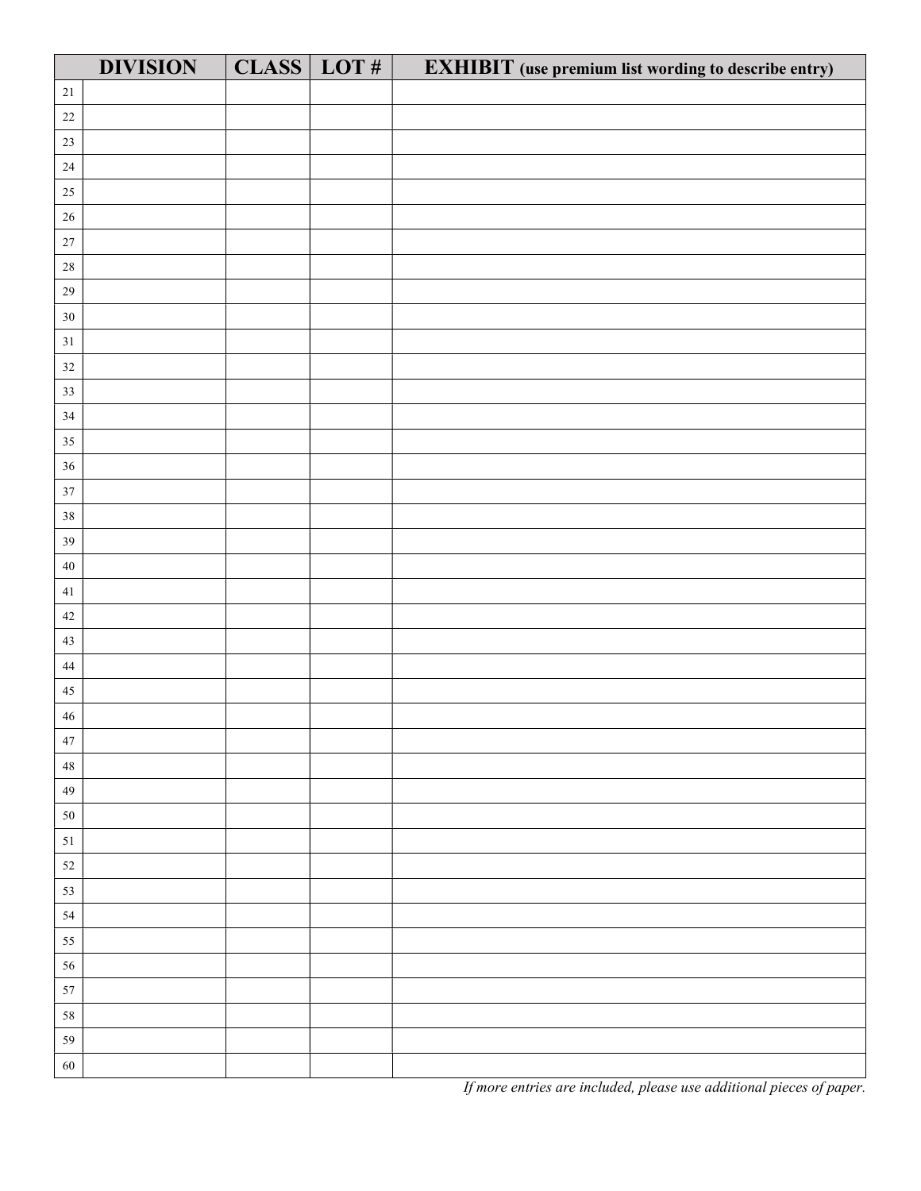| | DIVISION | CLASS | LOT # | EXHIBIT (use premium list wording to describe entry) |
|---|---|---|---|---|
| 21 | | | | |
| 22 | | | | |
| 23 | | | | |
| 24 | | | | |
| 25 | | | | |
| 26 | | | | |
| 27 | | | | |
| 28 | | | | |
| 29 | | | | |
| 30 | | | | |
| 31 | | | | |
| 32 | | | | |
| 33 | | | | |
| 34 | | | | |
| 35 | | | | |
| 36 | | | | |
| 37 | | | | |
| 38 | | | | |
| 39 | | | | |
| 40 | | | | |
| 41 | | | | |
| 42 | | | | |
| 43 | | | | |
| 44 | | | | |
| 45 | | | | |
| 46 | | | | |
| 47 | | | | |
| 48 | | | | |
| 49 | | | | |
| 50 | | | | |
| 51 | | | | |
| 52 | | | | |
| 53 | | | | |
| 54 | | | | |
| 55 | | | | |
| 56 | | | | |
| 57 | | | | |
| 58 | | | | |
| 59 | | | | |
| 60 | | | | |

*If more entries are included, please use additional pieces of paper.*